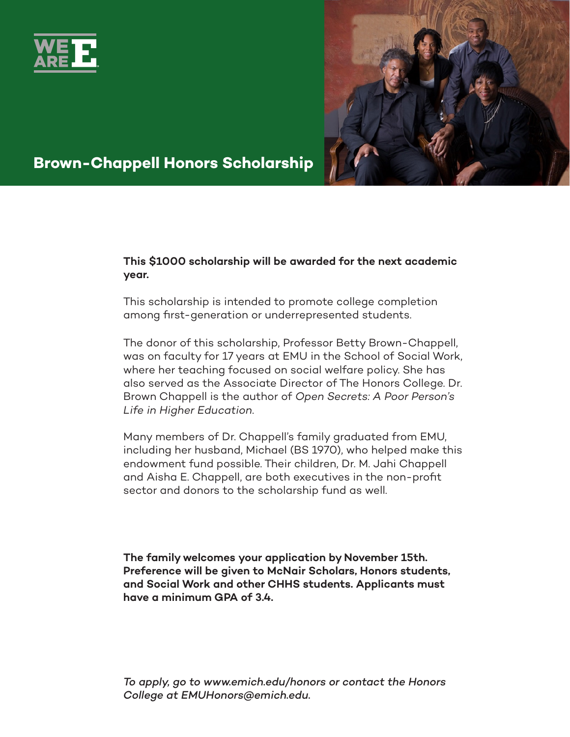WE ARE E

# Brown-Chappell Honors Scholarship

**This $1000 scholarship will be awarded for the next academic year.**

This scholarship is intended to promote college completion among first-generation or underrepresented students.

The donor of this scholarship, Professor Betty Brown-Chappell, was on faculty for 17 years at EMU in the School of Social Work, where her teaching focused on social welfare policy. She has also served as the Associate Director of The Honors College. Dr. Brown Chappell is the author of *Open Secrets: A Poor Person's Life in Higher Education*.

Many members of Dr. Chappell's family graduated from EMU, including her husband, Michael (BS 1970), who helped make this endowment fund possible. Their children, Dr. M. Jahi Chappell and Aisha E. Chappell, are both executives in the non-profit sector and donors to the scholarship fund as well.

**The family welcomes your application by November 15th. Preference will be given to McNair Scholars, Honors students, and Social Work and other CHHS students. Applicants must have a minimum GPA of 3.4.**

*To apply, go to www.emich.edu/honors or contact the Honors College at EMUHonors@emich.edu.*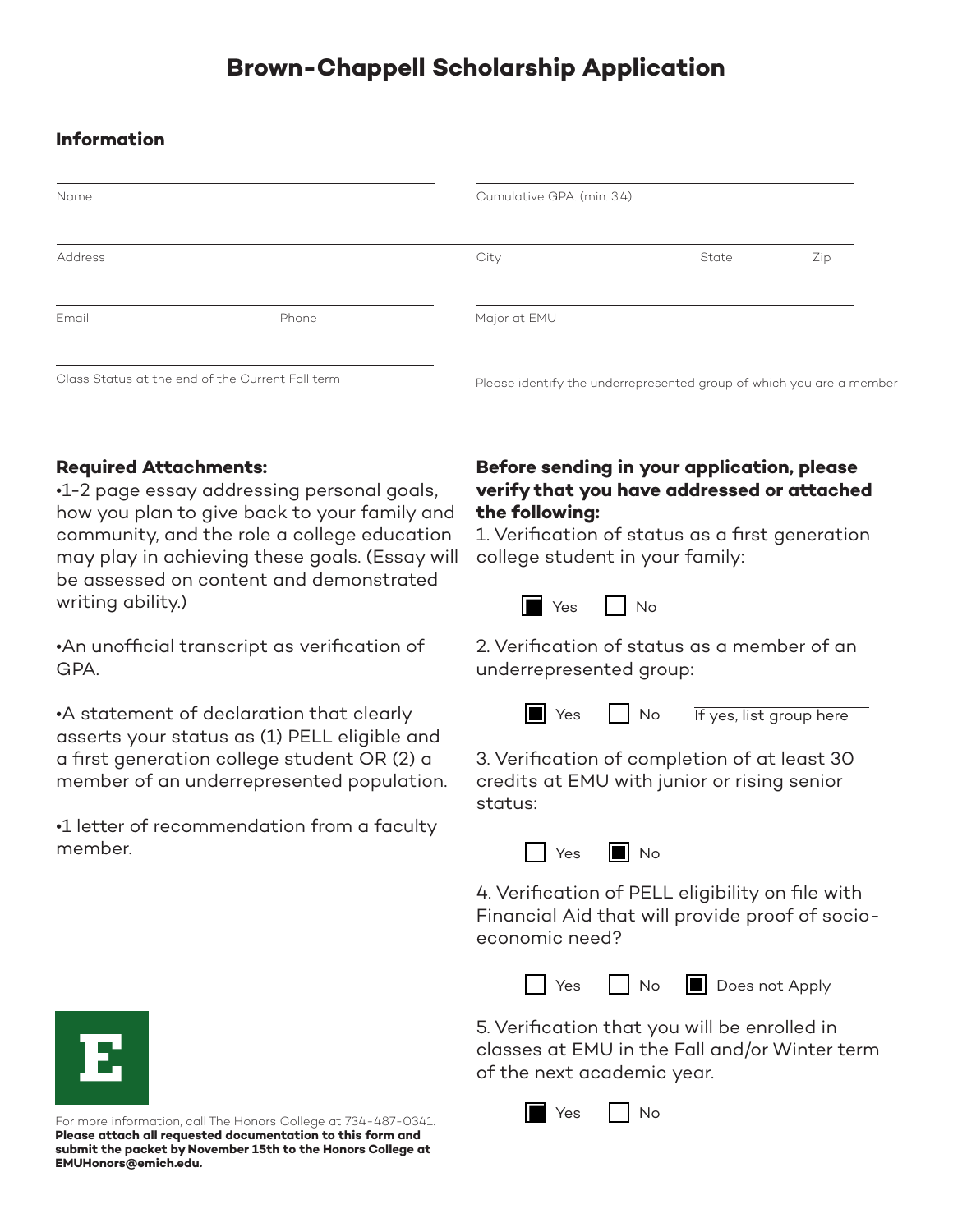# Brown-Chappell Scholarship Application

## Information

Name

Cumulative GPA: (min. 3.4)

Address

City

State

Zip

Email

Phone

Major at EMU

Class Status at the end of the Current Fall term

Please identify the underrepresented group of which you are a member

**Required Attachments:**

•1-2 page essay addressing personal goals, how you plan to give back to your family and community, and the role a college education may play in achieving these goals. (Essay will be assessed on content and demonstrated writing ability.)

•An unofficial transcript as verification of GPA.

•A statement of declaration that clearly asserts your status as (1) PELL eligible and a first generation college student OR (2) a member of an underrepresented population.

•1 letter of recommendation from a faculty member.

**Before sending in your application, please verify that you have addressed or attached the following:**

1. Verification of status as a first generation college student in your family:

   ☒ Yes ☐ No

2. Verification of status as a member of an underrepresented group:

   ☒ Yes ☐ No If yes, list group here

3. Verification of completion of at least 30 credits at EMU with junior or rising senior status:

   ☐ Yes ☒ No

4. Verification of PELL eligibility on file with Financial Aid that will provide proof of socio-economic need?

   ☐ Yes ☐ No ☒ Does not Apply

5. Verification that you will be enrolled in classes at EMU in the Fall and/or Winter term of the next academic year.

   ☒ Yes ☐ No

For more information, call The Honors College at 734-487-0341.
**Please attach all requested documentation to this form and submit the packet by November 15th to the Honors College at EMUHonors@emich.edu.**